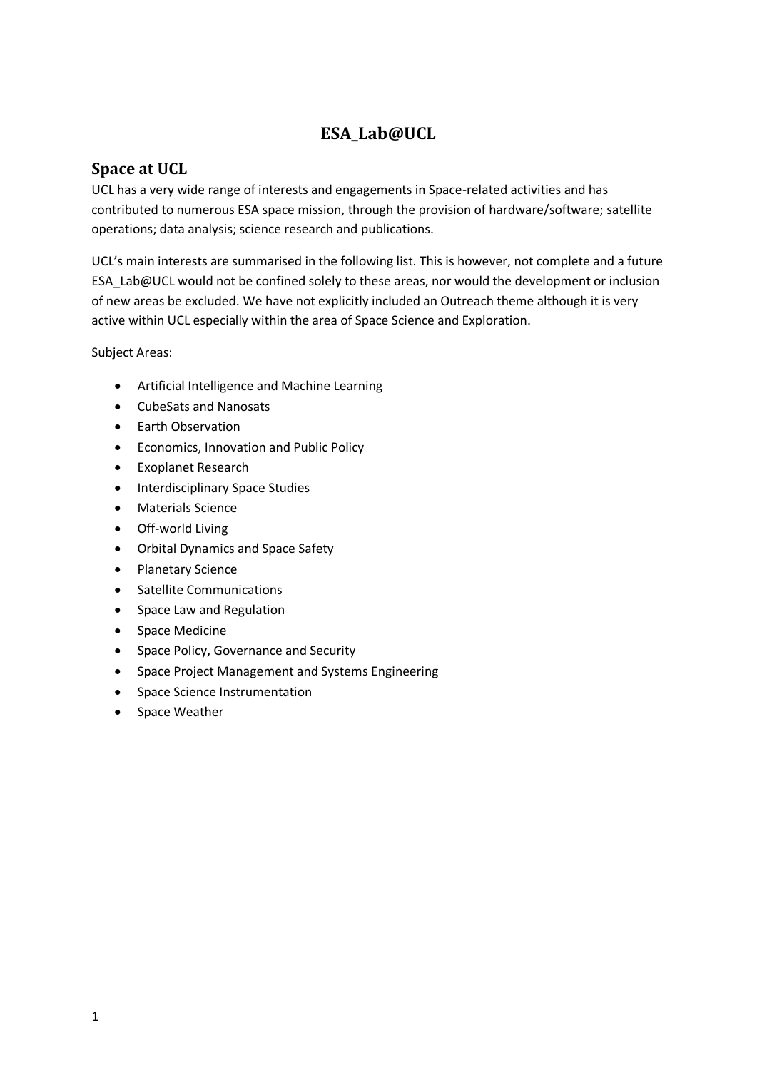# ESA_Lab@UCL

## Space at UCL

UCL has a very wide range of interests and engagements in Space-related activities and has contributed to numerous ESA space mission, through the provision of hardware/software; satellite operations; data analysis; science research and publications.

UCL's main interests are summarised in the following list. This is however, not complete and a future ESA_Lab@UCL would not be confined solely to these areas, nor would the development or inclusion of new areas be excluded. We have not explicitly included an Outreach theme although it is very active within UCL especially within the area of Space Science and Exploration.

Subject Areas:

- Artificial Intelligence and Machine Learning
- CubeSats and Nanosats
- Earth Observation
- Economics, Innovation and Public Policy
- Exoplanet Research
- Interdisciplinary Space Studies
- Materials Science
- Off-world Living
- Orbital Dynamics and Space Safety
- Planetary Science
- Satellite Communications
- Space Law and Regulation
- Space Medicine
- Space Policy, Governance and Security
- Space Project Management and Systems Engineering
- Space Science Instrumentation
- Space Weather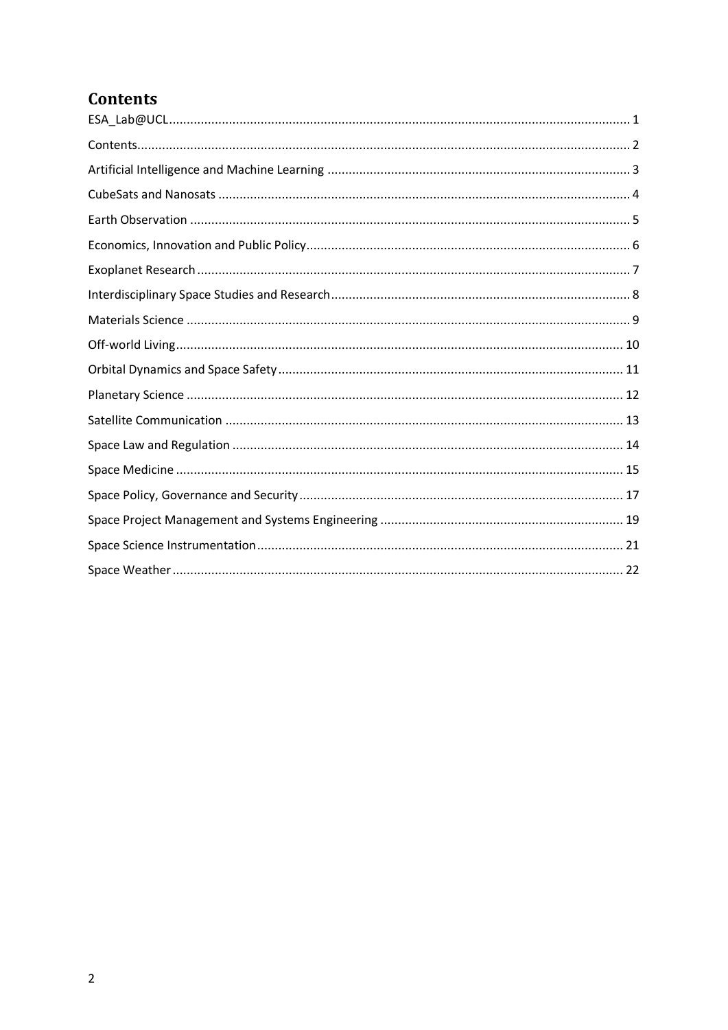# Contents

ESA_Lab@UCL .......... 1
Contents .......... 2
Artificial Intelligence and Machine Learning .......... 3
CubeSats and Nanosats .......... 4
Earth Observation .......... 5
Economics, Innovation and Public Policy .......... 6
Exoplanet Research .......... 7
Interdisciplinary Space Studies and Research .......... 8
Materials Science .......... 9
Off-world Living .......... 10
Orbital Dynamics and Space Safety .......... 11
Planetary Science .......... 12
Satellite Communication .......... 13
Space Law and Regulation .......... 14
Space Medicine .......... 15
Space Policy, Governance and Security .......... 17
Space Project Management and Systems Engineering .......... 19
Space Science Instrumentation .......... 21
Space Weather .......... 22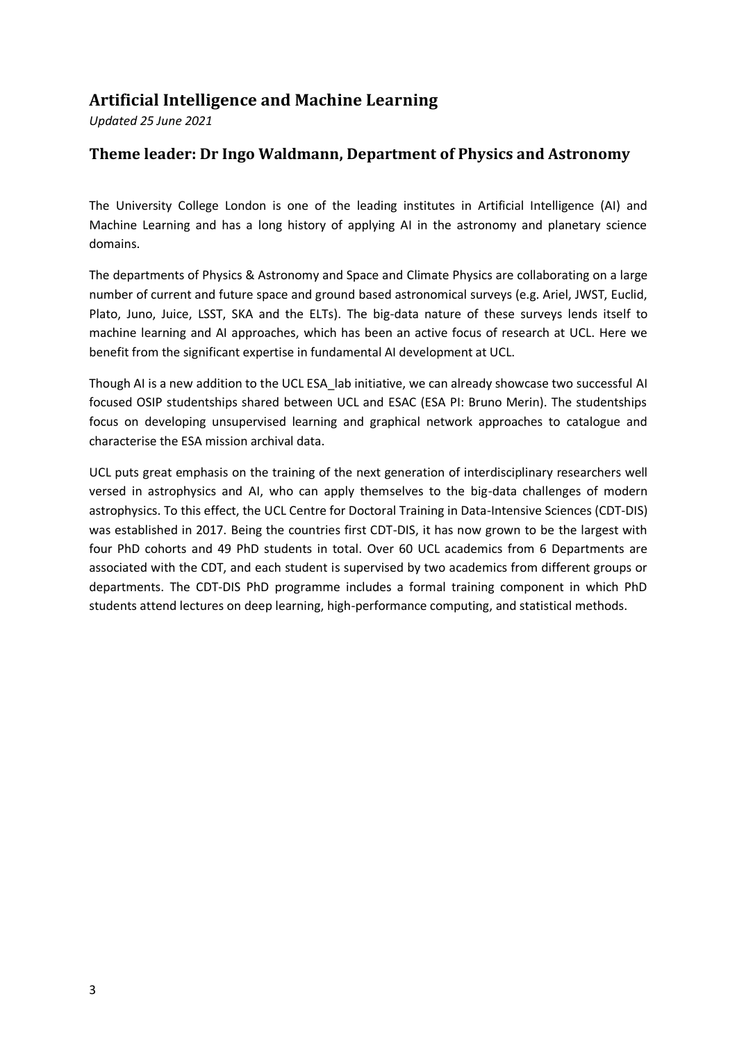## Artificial Intelligence and Machine Learning

*Updated 25 June 2021*

### Theme leader: Dr Ingo Waldmann, Department of Physics and Astronomy

The University College London is one of the leading institutes in Artificial Intelligence (AI) and Machine Learning and has a long history of applying AI in the astronomy and planetary science domains.

The departments of Physics & Astronomy and Space and Climate Physics are collaborating on a large number of current and future space and ground based astronomical surveys (e.g. Ariel, JWST, Euclid, Plato, Juno, Juice, LSST, SKA and the ELTs). The big-data nature of these surveys lends itself to machine learning and AI approaches, which has been an active focus of research at UCL. Here we benefit from the significant expertise in fundamental AI development at UCL.

Though AI is a new addition to the UCL ESA_lab initiative, we can already showcase two successful AI focused OSIP studentships shared between UCL and ESAC (ESA PI: Bruno Merin). The studentships focus on developing unsupervised learning and graphical network approaches to catalogue and characterise the ESA mission archival data.

UCL puts great emphasis on the training of the next generation of interdisciplinary researchers well versed in astrophysics and AI, who can apply themselves to the big-data challenges of modern astrophysics. To this effect, the UCL Centre for Doctoral Training in Data-Intensive Sciences (CDT-DIS) was established in 2017. Being the countries first CDT-DIS, it has now grown to be the largest with four PhD cohorts and 49 PhD students in total. Over 60 UCL academics from 6 Departments are associated with the CDT, and each student is supervised by two academics from different groups or departments. The CDT-DIS PhD programme includes a formal training component in which PhD students attend lectures on deep learning, high-performance computing, and statistical methods.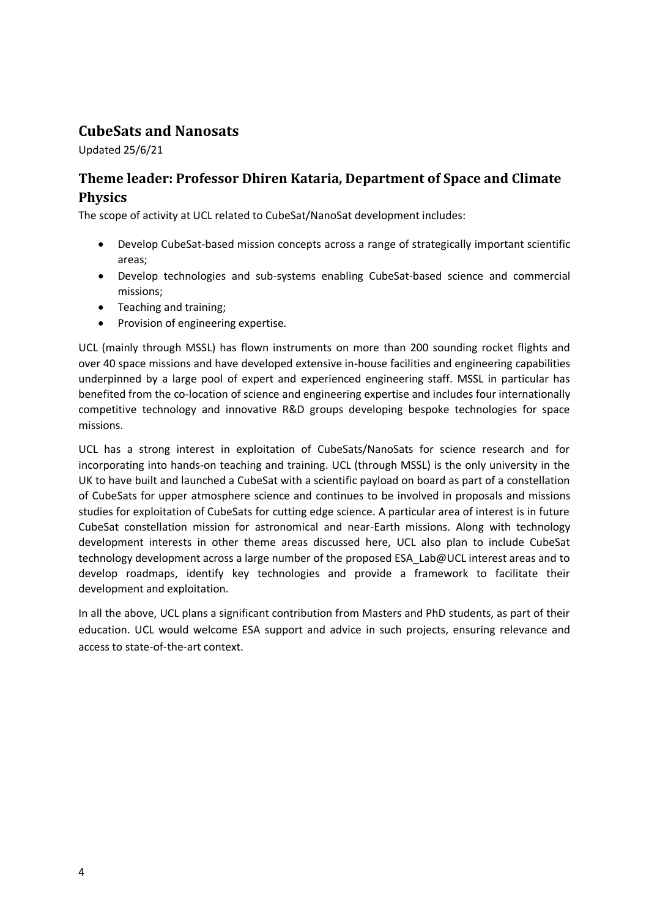## CubeSats and Nanosats

Updated 25/6/21

### Theme leader: Professor Dhiren Kataria, Department of Space and Climate Physics

The scope of activity at UCL related to CubeSat/NanoSat development includes:

- Develop CubeSat-based mission concepts across a range of strategically important scientific areas;
- Develop technologies and sub-systems enabling CubeSat-based science and commercial missions;
- Teaching and training;
- Provision of engineering expertise.

UCL (mainly through MSSL) has flown instruments on more than 200 sounding rocket flights and over 40 space missions and have developed extensive in-house facilities and engineering capabilities underpinned by a large pool of expert and experienced engineering staff. MSSL in particular has benefited from the co-location of science and engineering expertise and includes four internationally competitive technology and innovative R&D groups developing bespoke technologies for space missions.

UCL has a strong interest in exploitation of CubeSats/NanoSats for science research and for incorporating into hands-on teaching and training. UCL (through MSSL) is the only university in the UK to have built and launched a CubeSat with a scientific payload on board as part of a constellation of CubeSats for upper atmosphere science and continues to be involved in proposals and missions studies for exploitation of CubeSats for cutting edge science. A particular area of interest is in future CubeSat constellation mission for astronomical and near-Earth missions. Along with technology development interests in other theme areas discussed here, UCL also plan to include CubeSat technology development across a large number of the proposed ESA_Lab@UCL interest areas and to develop roadmaps, identify key technologies and provide a framework to facilitate their development and exploitation.

In all the above, UCL plans a significant contribution from Masters and PhD students, as part of their education. UCL would welcome ESA support and advice in such projects, ensuring relevance and access to state-of-the-art context.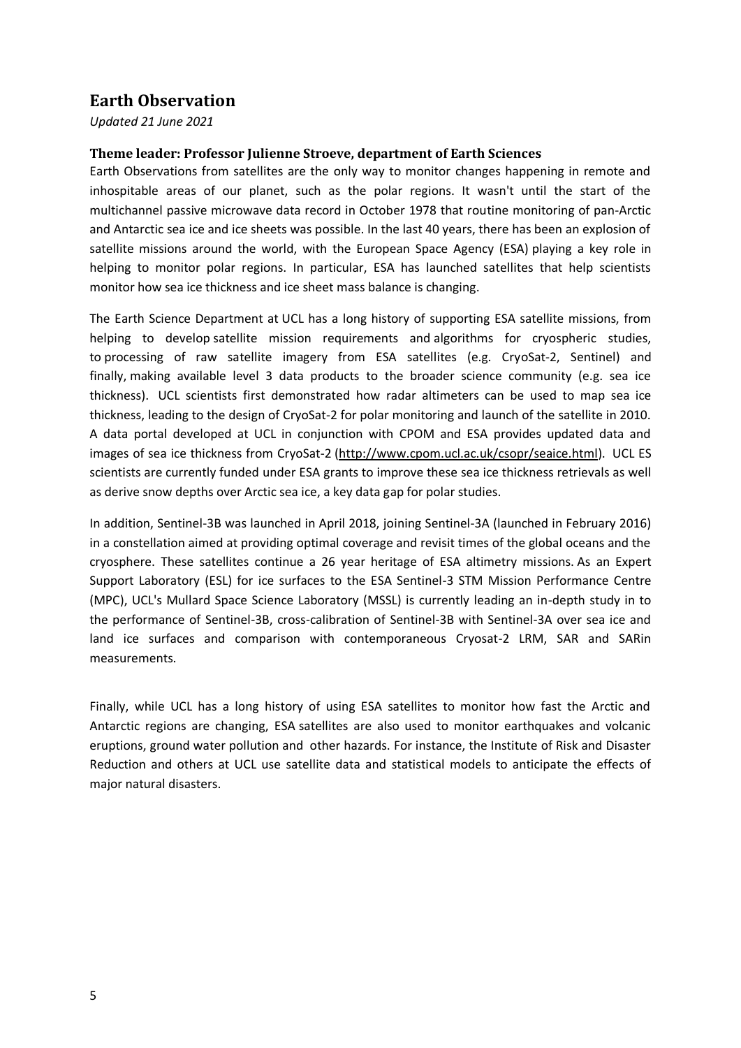## Earth Observation

*Updated 21 June 2021*

### Theme leader: Professor Julienne Stroeve, department of Earth Sciences

Earth Observations from satellites are the only way to monitor changes happening in remote and inhospitable areas of our planet, such as the polar regions. It wasn't until the start of the multichannel passive microwave data record in October 1978 that routine monitoring of pan-Arctic and Antarctic sea ice and ice sheets was possible. In the last 40 years, there has been an explosion of satellite missions around the world, with the European Space Agency (ESA) playing a key role in helping to monitor polar regions. In particular, ESA has launched satellites that help scientists monitor how sea ice thickness and ice sheet mass balance is changing.

The Earth Science Department at UCL has a long history of supporting ESA satellite missions, from helping to develop satellite mission requirements and algorithms for cryospheric studies, to processing of raw satellite imagery from ESA satellites (e.g. CryoSat-2, Sentinel) and finally, making available level 3 data products to the broader science community (e.g. sea ice thickness). UCL scientists first demonstrated how radar altimeters can be used to map sea ice thickness, leading to the design of CryoSat-2 for polar monitoring and launch of the satellite in 2010. A data portal developed at UCL in conjunction with CPOM and ESA provides updated data and images of sea ice thickness from CryoSat-2 (http://www.cpom.ucl.ac.uk/csopr/seaice.html). UCL ES scientists are currently funded under ESA grants to improve these sea ice thickness retrievals as well as derive snow depths over Arctic sea ice, a key data gap for polar studies.

In addition, Sentinel-3B was launched in April 2018, joining Sentinel-3A (launched in February 2016) in a constellation aimed at providing optimal coverage and revisit times of the global oceans and the cryosphere. These satellites continue a 26 year heritage of ESA altimetry missions. As an Expert Support Laboratory (ESL) for ice surfaces to the ESA Sentinel-3 STM Mission Performance Centre (MPC), UCL's Mullard Space Science Laboratory (MSSL) is currently leading an in-depth study in to the performance of Sentinel-3B, cross-calibration of Sentinel-3B with Sentinel-3A over sea ice and land ice surfaces and comparison with contemporaneous Cryosat-2 LRM, SAR and SARin measurements.

Finally, while UCL has a long history of using ESA satellites to monitor how fast the Arctic and Antarctic regions are changing, ESA satellites are also used to monitor earthquakes and volcanic eruptions, ground water pollution and other hazards. For instance, the Institute of Risk and Disaster Reduction and others at UCL use satellite data and statistical models to anticipate the effects of major natural disasters.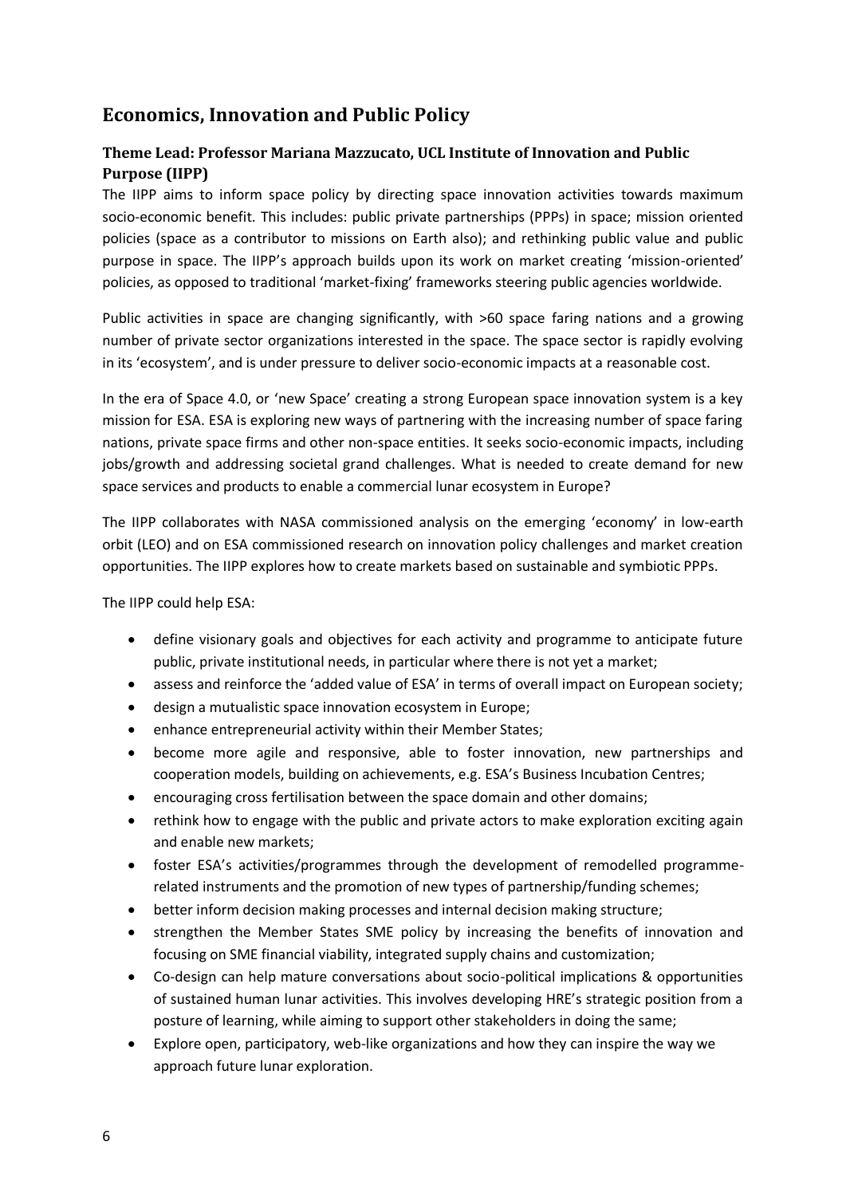## Economics, Innovation and Public Policy

### Theme Lead: Professor Mariana Mazzucato, UCL Institute of Innovation and Public Purpose (IIPP)

The IIPP aims to inform space policy by directing space innovation activities towards maximum socio-economic benefit. This includes: public private partnerships (PPPs) in space; mission oriented policies (space as a contributor to missions on Earth also); and rethinking public value and public purpose in space. The IIPP's approach builds upon its work on market creating 'mission-oriented' policies, as opposed to traditional 'market-fixing' frameworks steering public agencies worldwide.

Public activities in space are changing significantly, with >60 space faring nations and a growing number of private sector organizations interested in the space. The space sector is rapidly evolving in its 'ecosystem', and is under pressure to deliver socio-economic impacts at a reasonable cost.

In the era of Space 4.0, or 'new Space' creating a strong European space innovation system is a key mission for ESA. ESA is exploring new ways of partnering with the increasing number of space faring nations, private space firms and other non-space entities. It seeks socio-economic impacts, including jobs/growth and addressing societal grand challenges. What is needed to create demand for new space services and products to enable a commercial lunar ecosystem in Europe?

The IIPP collaborates with NASA commissioned analysis on the emerging 'economy' in low-earth orbit (LEO) and on ESA commissioned research on innovation policy challenges and market creation opportunities. The IIPP explores how to create markets based on sustainable and symbiotic PPPs.

The IIPP could help ESA:

- define visionary goals and objectives for each activity and programme to anticipate future public, private institutional needs, in particular where there is not yet a market;
- assess and reinforce the 'added value of ESA' in terms of overall impact on European society;
- design a mutualistic space innovation ecosystem in Europe;
- enhance entrepreneurial activity within their Member States;
- become more agile and responsive, able to foster innovation, new partnerships and cooperation models, building on achievements, e.g. ESA's Business Incubation Centres;
- encouraging cross fertilisation between the space domain and other domains;
- rethink how to engage with the public and private actors to make exploration exciting again and enable new markets;
- foster ESA's activities/programmes through the development of remodelled programme-related instruments and the promotion of new types of partnership/funding schemes;
- better inform decision making processes and internal decision making structure;
- strengthen the Member States SME policy by increasing the benefits of innovation and focusing on SME financial viability, integrated supply chains and customization;
- Co-design can help mature conversations about socio-political implications & opportunities of sustained human lunar activities. This involves developing HRE's strategic position from a posture of learning, while aiming to support other stakeholders in doing the same;
- Explore open, participatory, web-like organizations and how they can inspire the way we approach future lunar exploration.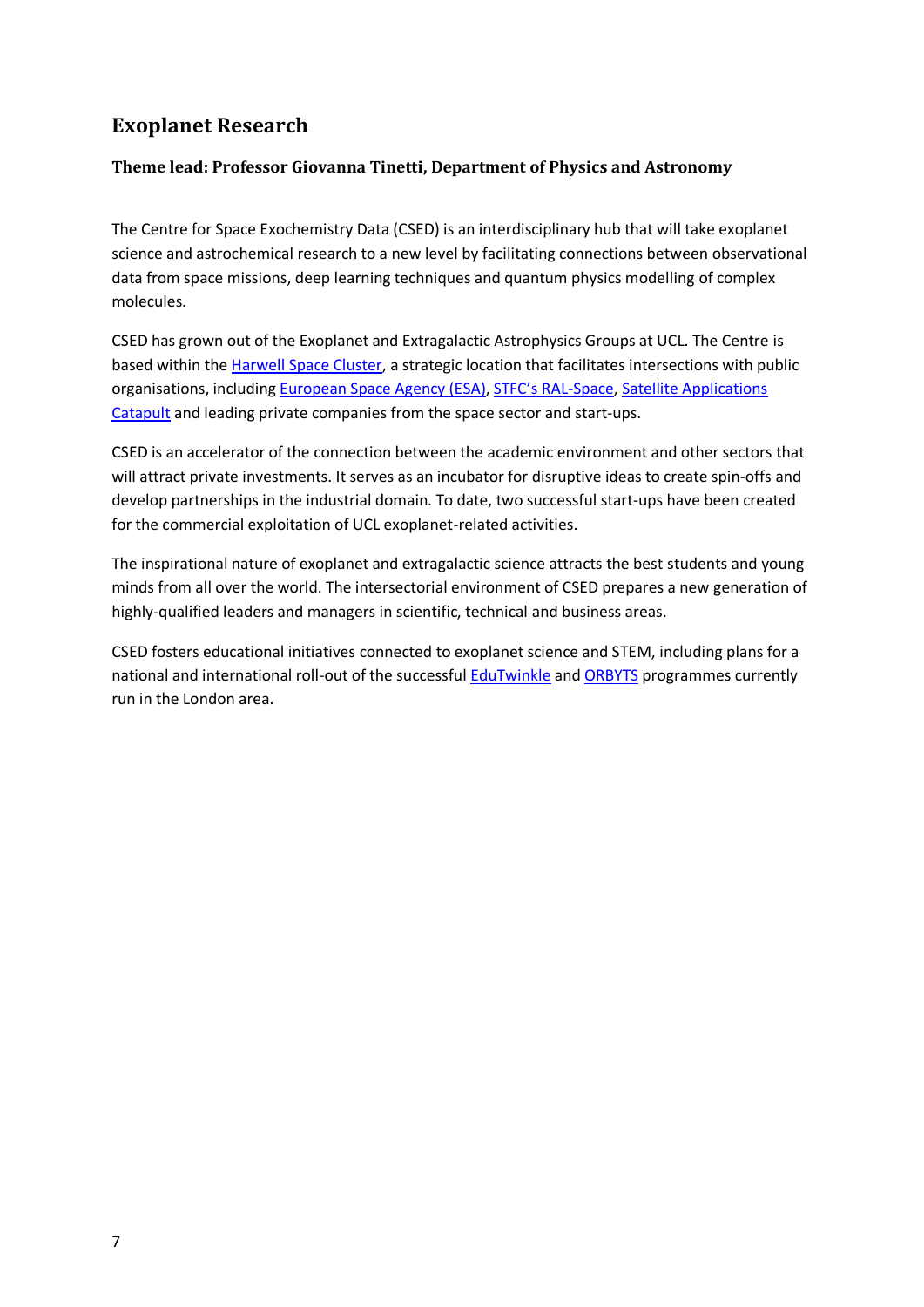## Exploplanet Research

## Exoplanet Research

### Theme lead: Professor Giovanna Tinetti, Department of Physics and Astronomy

The Centre for Space Exochemistry Data (CSED) is an interdisciplinary hub that will take exoplanet science and astrochemical research to a new level by facilitating connections between observational data from space missions, deep learning techniques and quantum physics modelling of complex molecules.

CSED has grown out of the Exoplanet and Extragalactic Astrophysics Groups at UCL. The Centre is based within the Harwell Space Cluster, a strategic location that facilitates intersections with public organisations, including European Space Agency (ESA), STFC's RAL-Space, Satellite Applications Catapult and leading private companies from the space sector and start-ups.

CSED is an accelerator of the connection between the academic environment and other sectors that will attract private investments. It serves as an incubator for disruptive ideas to create spin-offs and develop partnerships in the industrial domain. To date, two successful start-ups have been created for the commercial exploitation of UCL exoplanet-related activities.

The inspirational nature of exoplanet and extragalactic science attracts the best students and young minds from all over the world. The intersectorial environment of CSED prepares a new generation of highly-qualified leaders and managers in scientific, technical and business areas.

CSED fosters educational initiatives connected to exoplanet science and STEM, including plans for a national and international roll-out of the successful EduTwinkle and ORBYTS programmes currently run in the London area.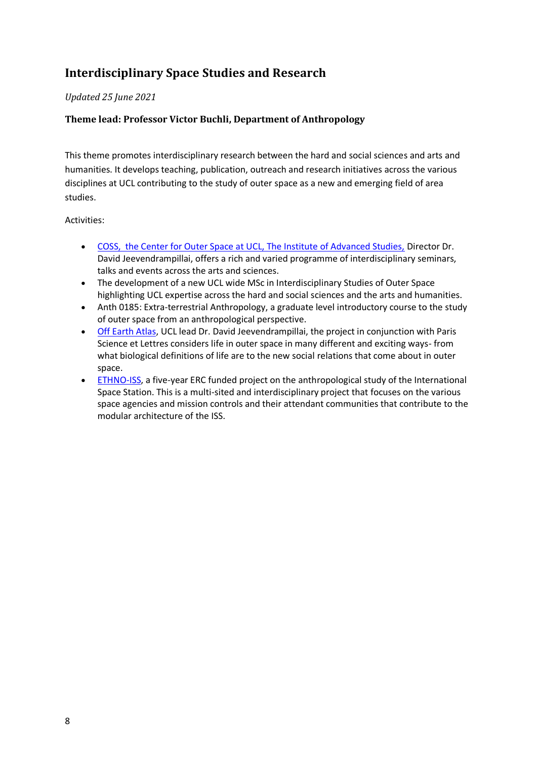## Interdisciplinary Space Studies and Research

*Updated 25 June 2021*

**Theme lead: Professor Victor Buchli, Department of Anthropology**

This theme promotes interdisciplinary research between the hard and social sciences and arts and humanities. It develops teaching, publication, outreach and research initiatives across the various disciplines at UCL contributing to the study of outer space as a new and emerging field of area studies.

Activities:

- COSS, the Center for Outer Space at UCL, The Institute of Advanced Studies, Director Dr. David Jeevendrampillai, offers a rich and varied programme of interdisciplinary seminars, talks and events across the arts and sciences.
- The development of a new UCL wide MSc in Interdisciplinary Studies of Outer Space highlighting UCL expertise across the hard and social sciences and the arts and humanities.
- Anth 0185: Extra-terrestrial Anthropology, a graduate level introductory course to the study of outer space from an anthropological perspective.
- Off Earth Atlas, UCL lead Dr. David Jeevendrampillai, the project in conjunction with Paris Science et Lettres considers life in outer space in many different and exciting ways- from what biological definitions of life are to the new social relations that come about in outer space.
- ETHNO-ISS, a five-year ERC funded project on the anthropological study of the International Space Station. This is a multi-sited and interdisciplinary project that focuses on the various space agencies and mission controls and their attendant communities that contribute to the modular architecture of the ISS.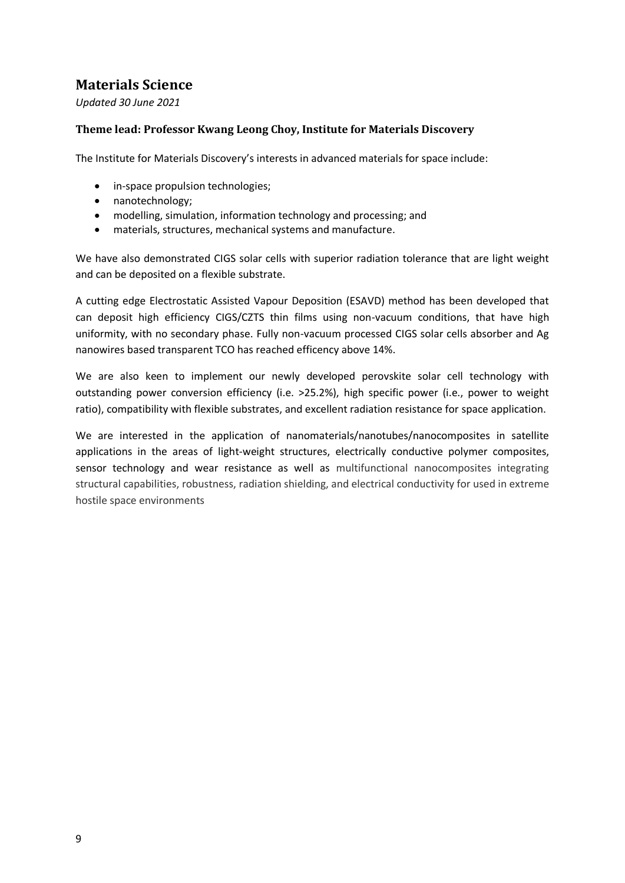## Materials Science

*Updated 30 June 2021*

### Theme lead: Professor Kwang Leong Choy, Institute for Materials Discovery

The Institute for Materials Discovery's interests in advanced materials for space include:

- in-space propulsion technologies;
- nanotechnology;
- modelling, simulation, information technology and processing; and
- materials, structures, mechanical systems and manufacture.

We have also demonstrated CIGS solar cells with superior radiation tolerance that are light weight and can be deposited on a flexible substrate.

A cutting edge Electrostatic Assisted Vapour Deposition (ESAVD) method has been developed that can deposit high efficiency CIGS/CZTS thin films using non-vacuum conditions, that have high uniformity, with no secondary phase. Fully non-vacuum processed CIGS solar cells absorber and Ag nanowires based transparent TCO has reached efficency above 14%.

We are also keen to implement our newly developed perovskite solar cell technology with outstanding power conversion efficiency (i.e. >25.2%), high specific power (i.e., power to weight ratio), compatibility with flexible substrates, and excellent radiation resistance for space application.

We are interested in the application of nanomaterials/nanotubes/nanocomposites in satellite applications in the areas of light-weight structures, electrically conductive polymer composites, sensor technology and wear resistance as well as multifunctional nanocomposites integrating structural capabilities, robustness, radiation shielding, and electrical conductivity for used in extreme hostile space environments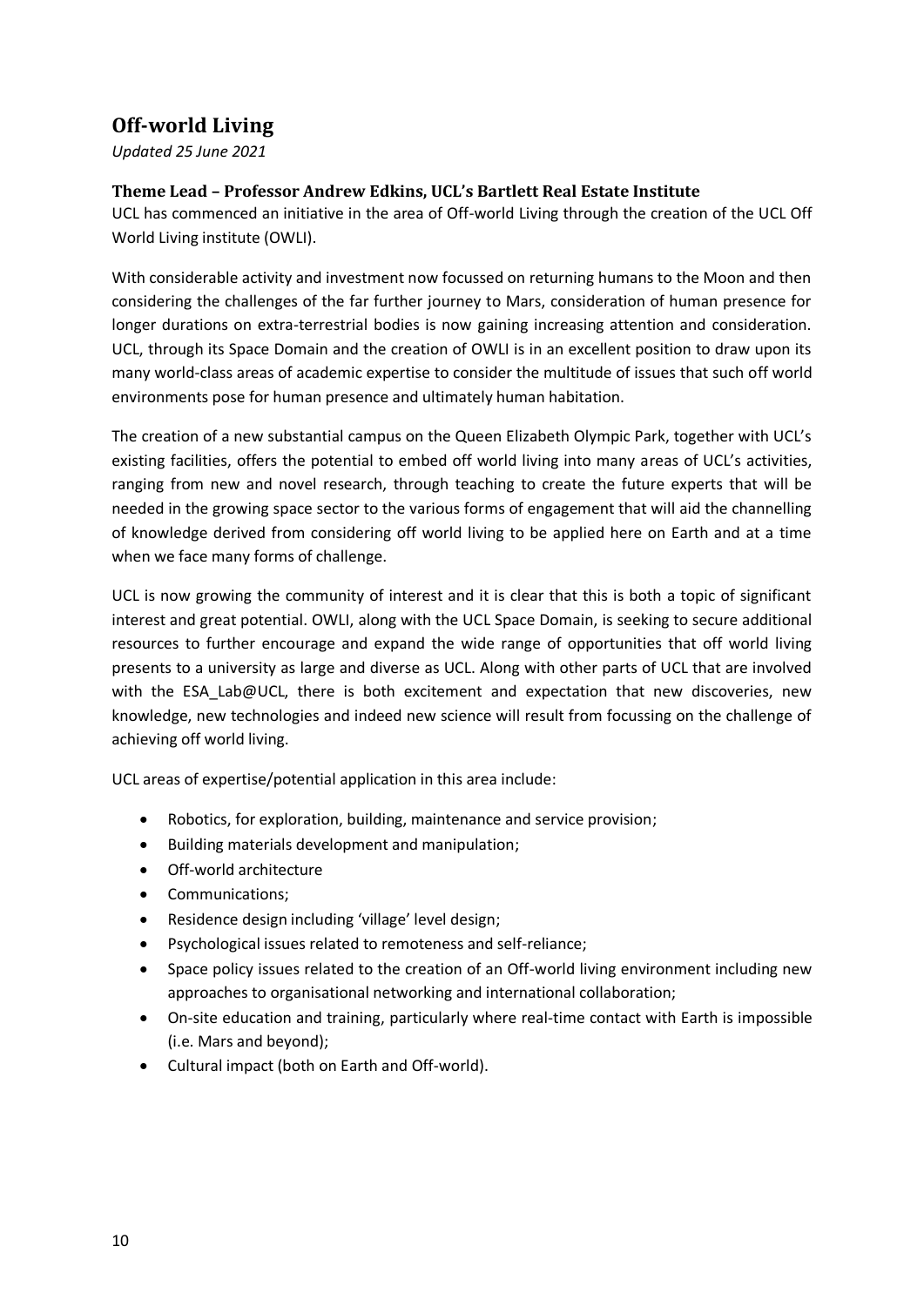## Off-world Living

*Updated 25 June 2021*

### Theme Lead – Professor Andrew Edkins, UCL's Bartlett Real Estate Institute

UCL has commenced an initiative in the area of Off-world Living through the creation of the UCL Off World Living institute (OWLI).

With considerable activity and investment now focussed on returning humans to the Moon and then considering the challenges of the far further journey to Mars, consideration of human presence for longer durations on extra-terrestrial bodies is now gaining increasing attention and consideration. UCL, through its Space Domain and the creation of OWLI is in an excellent position to draw upon its many world-class areas of academic expertise to consider the multitude of issues that such off world environments pose for human presence and ultimately human habitation.

The creation of a new substantial campus on the Queen Elizabeth Olympic Park, together with UCL's existing facilities, offers the potential to embed off world living into many areas of UCL's activities, ranging from new and novel research, through teaching to create the future experts that will be needed in the growing space sector to the various forms of engagement that will aid the channelling of knowledge derived from considering off world living to be applied here on Earth and at a time when we face many forms of challenge.

UCL is now growing the community of interest and it is clear that this is both a topic of significant interest and great potential. OWLI, along with the UCL Space Domain, is seeking to secure additional resources to further encourage and expand the wide range of opportunities that off world living presents to a university as large and diverse as UCL. Along with other parts of UCL that are involved with the ESA_Lab@UCL, there is both excitement and expectation that new discoveries, new knowledge, new technologies and indeed new science will result from focussing on the challenge of achieving off world living.

UCL areas of expertise/potential application in this area include:

- Robotics, for exploration, building, maintenance and service provision;
- Building materials development and manipulation;
- Off-world architecture
- Communications;
- Residence design including 'village' level design;
- Psychological issues related to remoteness and self-reliance;
- Space policy issues related to the creation of an Off-world living environment including new approaches to organisational networking and international collaboration;
- On-site education and training, particularly where real-time contact with Earth is impossible (i.e. Mars and beyond);
- Cultural impact (both on Earth and Off-world).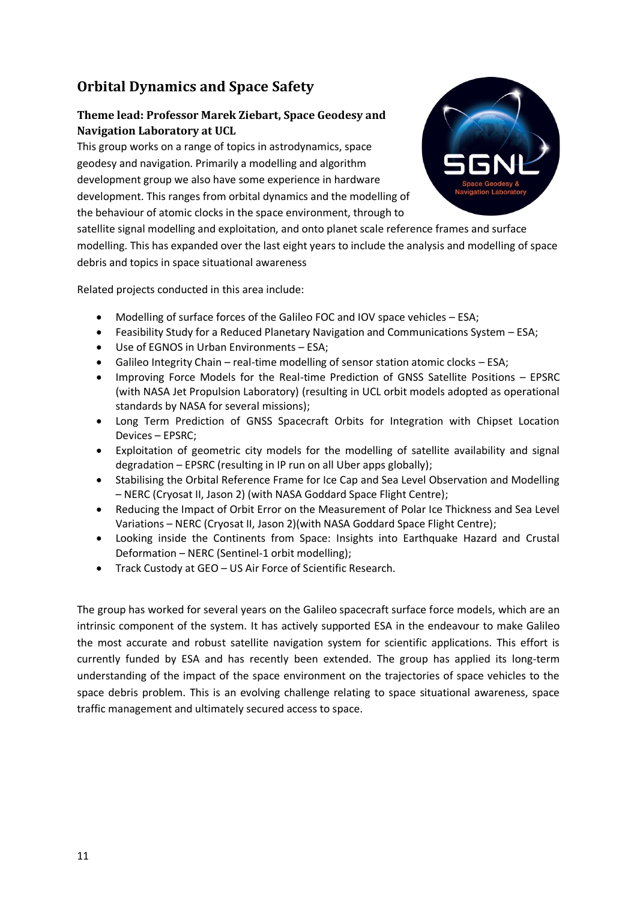## Orbital Dynamics and Space Safety

### Theme lead: Professor Marek Ziebart, Space Geodesy and Navigation Laboratory at UCL

This group works on a range of topics in astrodynamics, space geodesy and navigation. Primarily a modelling and algorithm development group we also have some experience in hardware development. This ranges from orbital dynamics and the modelling of the behaviour of atomic clocks in the space environment, through to satellite signal modelling and exploitation, and onto planet scale reference frames and surface modelling. This has expanded over the last eight years to include the analysis and modelling of space debris and topics in space situational awareness

Related projects conducted in this area include:

- Modelling of surface forces of the Galileo FOC and IOV space vehicles – ESA;
- Feasibility Study for a Reduced Planetary Navigation and Communications System – ESA;
- Use of EGNOS in Urban Environments – ESA;
- Galileo Integrity Chain – real-time modelling of sensor station atomic clocks – ESA;
- Improving Force Models for the Real-time Prediction of GNSS Satellite Positions – EPSRC (with NASA Jet Propulsion Laboratory) (resulting in UCL orbit models adopted as operational standards by NASA for several missions);
- Long Term Prediction of GNSS Spacecraft Orbits for Integration with Chipset Location Devices – EPSRC;
- Exploitation of geometric city models for the modelling of satellite availability and signal degradation – EPSRC (resulting in IP run on all Uber apps globally);
- Stabilising the Orbital Reference Frame for Ice Cap and Sea Level Observation and Modelling – NERC (Cryosat II, Jason 2) (with NASA Goddard Space Flight Centre);
- Reducing the Impact of Orbit Error on the Measurement of Polar Ice Thickness and Sea Level Variations – NERC (Cryosat II, Jason 2)(with NASA Goddard Space Flight Centre);
- Looking inside the Continents from Space: Insights into Earthquake Hazard and Crustal Deformation – NERC (Sentinel-1 orbit modelling);
- Track Custody at GEO – US Air Force of Scientific Research.

The group has worked for several years on the Galileo spacecraft surface force models, which are an intrinsic component of the system. It has actively supported ESA in the endeavour to make Galileo the most accurate and robust satellite navigation system for scientific applications. This effort is currently funded by ESA and has recently been extended. The group has applied its long-term understanding of the impact of the space environment on the trajectories of space vehicles to the space debris problem. This is an evolving challenge relating to space situational awareness, space traffic management and ultimately secured access to space.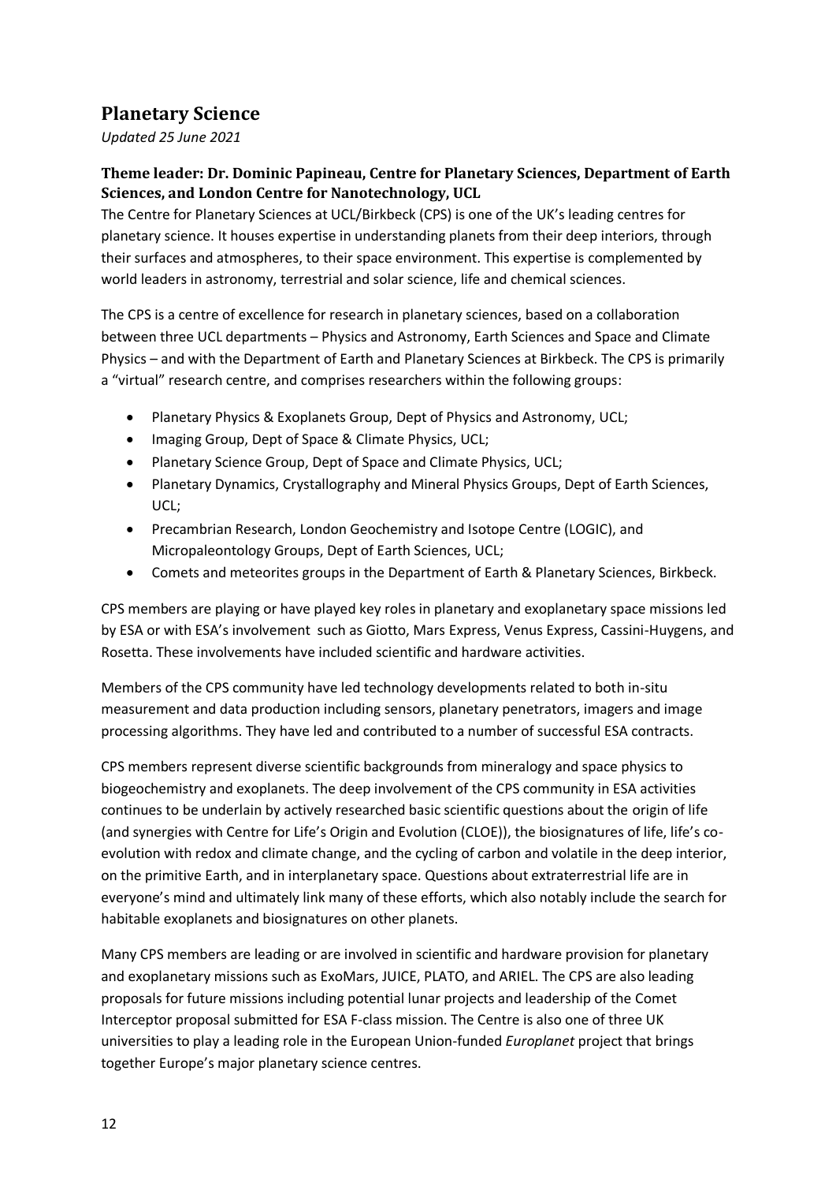## Planetary Science

*Updated 25 June 2021*

### Theme leader: Dr. Dominic Papineau, Centre for Planetary Sciences, Department of Earth Sciences, and London Centre for Nanotechnology, UCL

The Centre for Planetary Sciences at UCL/Birkbeck (CPS) is one of the UK's leading centres for planetary science. It houses expertise in understanding planets from their deep interiors, through their surfaces and atmospheres, to their space environment. This expertise is complemented by world leaders in astronomy, terrestrial and solar science, life and chemical sciences.

The CPS is a centre of excellence for research in planetary sciences, based on a collaboration between three UCL departments – Physics and Astronomy, Earth Sciences and Space and Climate Physics – and with the Department of Earth and Planetary Sciences at Birkbeck. The CPS is primarily a "virtual" research centre, and comprises researchers within the following groups:

- Planetary Physics & Exoplanets Group, Dept of Physics and Astronomy, UCL;
- Imaging Group, Dept of Space & Climate Physics, UCL;
- Planetary Science Group, Dept of Space and Climate Physics, UCL;
- Planetary Dynamics, Crystallography and Mineral Physics Groups, Dept of Earth Sciences, UCL;
- Precambrian Research, London Geochemistry and Isotope Centre (LOGIC), and Micropaleontology Groups, Dept of Earth Sciences, UCL;
- Comets and meteorites groups in the Department of Earth & Planetary Sciences, Birkbeck.

CPS members are playing or have played key roles in planetary and exoplanetary space missions led by ESA or with ESA's involvement such as Giotto, Mars Express, Venus Express, Cassini-Huygens, and Rosetta. These involvements have included scientific and hardware activities.

Members of the CPS community have led technology developments related to both in-situ measurement and data production including sensors, planetary penetrators, imagers and image processing algorithms. They have led and contributed to a number of successful ESA contracts.

CPS members represent diverse scientific backgrounds from mineralogy and space physics to biogeochemistry and exoplanets. The deep involvement of the CPS community in ESA activities continues to be underlain by actively researched basic scientific questions about the origin of life (and synergies with Centre for Life's Origin and Evolution (CLOE)), the biosignatures of life, life's co-evolution with redox and climate change, and the cycling of carbon and volatile in the deep interior, on the primitive Earth, and in interplanetary space. Questions about extraterrestrial life are in everyone's mind and ultimately link many of these efforts, which also notably include the search for habitable exoplanets and biosignatures on other planets.

Many CPS members are leading or are involved in scientific and hardware provision for planetary and exoplanetary missions such as ExoMars, JUICE, PLATO, and ARIEL. The CPS are also leading proposals for future missions including potential lunar projects and leadership of the Comet Interceptor proposal submitted for ESA F-class mission. The Centre is also one of three UK universities to play a leading role in the European Union-funded *Europlanet* project that brings together Europe's major planetary science centres.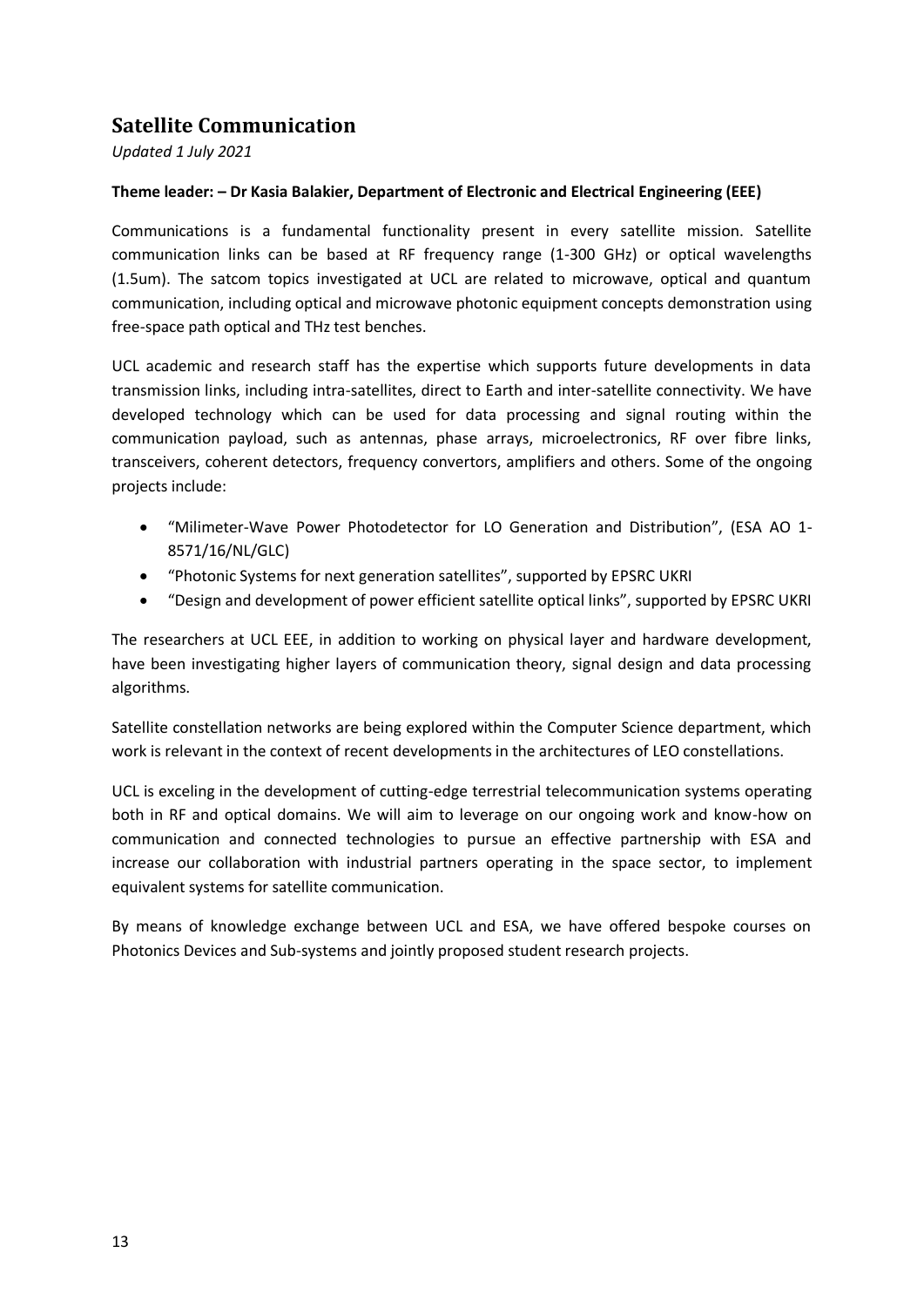## Satellite Communication

*Updated 1 July 2021*

**Theme leader: – Dr Kasia Balakier, Department of Electronic and Electrical Engineering (EEE)**

Communications is a fundamental functionality present in every satellite mission. Satellite communication links can be based at RF frequency range (1-300 GHz) or optical wavelengths (1.5um). The satcom topics investigated at UCL are related to microwave, optical and quantum communication, including optical and microwave photonic equipment concepts demonstration using free-space path optical and THz test benches.

UCL academic and research staff has the expertise which supports future developments in data transmission links, including intra-satellites, direct to Earth and inter-satellite connectivity. We have developed technology which can be used for data processing and signal routing within the communication payload, such as antennas, phase arrays, microelectronics, RF over fibre links, transceivers, coherent detectors, frequency convertors, amplifiers and others. Some of the ongoing projects include:

- "Milimeter-Wave Power Photodetector for LO Generation and Distribution", (ESA AO 1-8571/16/NL/GLC)
- "Photonic Systems for next generation satellites", supported by EPSRC UKRI
- "Design and development of power efficient satellite optical links", supported by EPSRC UKRI

The researchers at UCL EEE, in addition to working on physical layer and hardware development, have been investigating higher layers of communication theory, signal design and data processing algorithms.

Satellite constellation networks are being explored within the Computer Science department, which work is relevant in the context of recent developments in the architectures of LEO constellations.

UCL is exceling in the development of cutting-edge terrestrial telecommunication systems operating both in RF and optical domains. We will aim to leverage on our ongoing work and know-how on communication and connected technologies to pursue an effective partnership with ESA and increase our collaboration with industrial partners operating in the space sector, to implement equivalent systems for satellite communication.

By means of knowledge exchange between UCL and ESA, we have offered bespoke courses on Photonics Devices and Sub-systems and jointly proposed student research projects.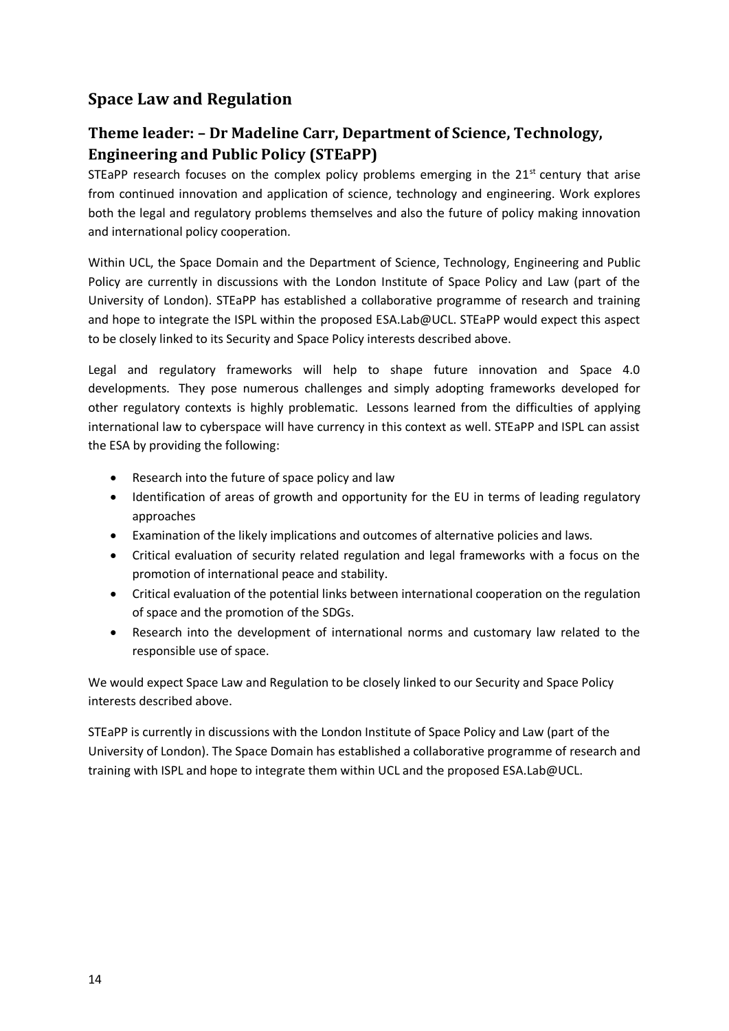## Space Law and Regulation

### Theme leader: – Dr Madeline Carr, Department of Science, Technology, Engineering and Public Policy (STEaPP)

STEaPP research focuses on the complex policy problems emerging in the 21st century that arise from continued innovation and application of science, technology and engineering. Work explores both the legal and regulatory problems themselves and also the future of policy making innovation and international policy cooperation.

Within UCL, the Space Domain and the Department of Science, Technology, Engineering and Public Policy are currently in discussions with the London Institute of Space Policy and Law (part of the University of London). STEaPP has established a collaborative programme of research and training and hope to integrate the ISPL within the proposed ESA.Lab@UCL. STEaPP would expect this aspect to be closely linked to its Security and Space Policy interests described above.

Legal and regulatory frameworks will help to shape future innovation and Space 4.0 developments. They pose numerous challenges and simply adopting frameworks developed for other regulatory contexts is highly problematic. Lessons learned from the difficulties of applying international law to cyberspace will have currency in this context as well. STEaPP and ISPL can assist the ESA by providing the following:

- Research into the future of space policy and law
- Identification of areas of growth and opportunity for the EU in terms of leading regulatory approaches
- Examination of the likely implications and outcomes of alternative policies and laws.
- Critical evaluation of security related regulation and legal frameworks with a focus on the promotion of international peace and stability.
- Critical evaluation of the potential links between international cooperation on the regulation of space and the promotion of the SDGs.
- Research into the development of international norms and customary law related to the responsible use of space.

We would expect Space Law and Regulation to be closely linked to our Security and Space Policy interests described above.

STEaPP is currently in discussions with the London Institute of Space Policy and Law (part of the University of London). The Space Domain has established a collaborative programme of research and training with ISPL and hope to integrate them within UCL and the proposed ESA.Lab@UCL.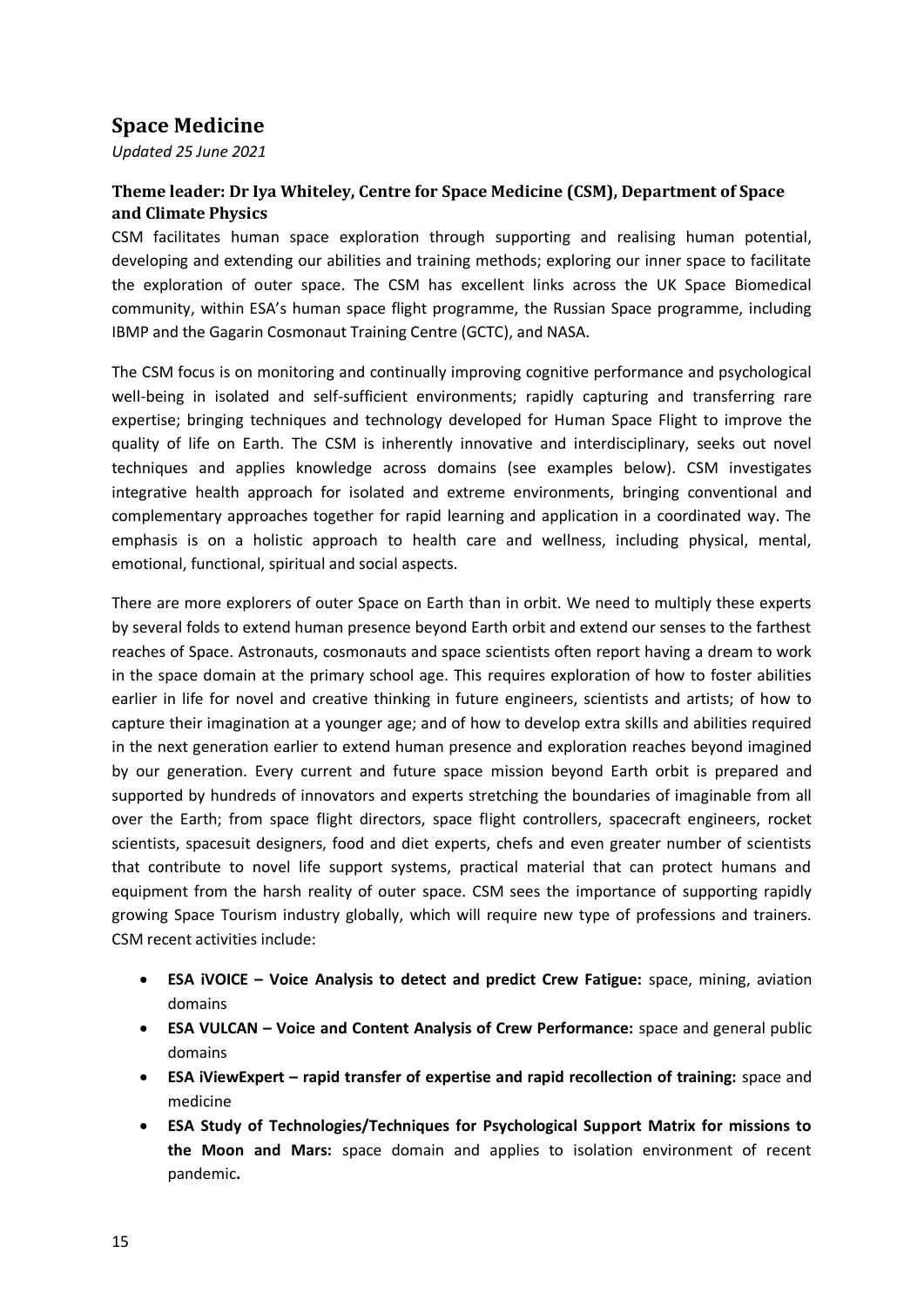## Space Medicine

*Updated 25 June 2021*

### Theme leader: Dr Iya Whiteley, Centre for Space Medicine (CSM), Department of Space and Climate Physics

CSM facilitates human space exploration through supporting and realising human potential, developing and extending our abilities and training methods; exploring our inner space to facilitate the exploration of outer space. The CSM has excellent links across the UK Space Biomedical community, within ESA's human space flight programme, the Russian Space programme, including IBMP and the Gagarin Cosmonaut Training Centre (GCTC), and NASA.

The CSM focus is on monitoring and continually improving cognitive performance and psychological well-being in isolated and self-sufficient environments; rapidly capturing and transferring rare expertise; bringing techniques and technology developed for Human Space Flight to improve the quality of life on Earth. The CSM is inherently innovative and interdisciplinary, seeks out novel techniques and applies knowledge across domains (see examples below). CSM investigates integrative health approach for isolated and extreme environments, bringing conventional and complementary approaches together for rapid learning and application in a coordinated way. The emphasis is on a holistic approach to health care and wellness, including physical, mental, emotional, functional, spiritual and social aspects.

There are more explorers of outer Space on Earth than in orbit. We need to multiply these experts by several folds to extend human presence beyond Earth orbit and extend our senses to the farthest reaches of Space. Astronauts, cosmonauts and space scientists often report having a dream to work in the space domain at the primary school age. This requires exploration of how to foster abilities earlier in life for novel and creative thinking in future engineers, scientists and artists; of how to capture their imagination at a younger age; and of how to develop extra skills and abilities required in the next generation earlier to extend human presence and exploration reaches beyond imagined by our generation. Every current and future space mission beyond Earth orbit is prepared and supported by hundreds of innovators and experts stretching the boundaries of imaginable from all over the Earth; from space flight directors, space flight controllers, spacecraft engineers, rocket scientists, spacesuit designers, food and diet experts, chefs and even greater number of scientists that contribute to novel life support systems, practical material that can protect humans and equipment from the harsh reality of outer space. CSM sees the importance of supporting rapidly growing Space Tourism industry globally, which will require new type of professions and trainers. CSM recent activities include:

- **ESA iVOICE – Voice Analysis to detect and predict Crew Fatigue:** space, mining, aviation domains
- **ESA VULCAN – Voice and Content Analysis of Crew Performance:** space and general public domains
- **ESA iViewExpert – rapid transfer of expertise and rapid recollection of training:** space and medicine
- **ESA Study of Technologies/Techniques for Psychological Support Matrix for missions to the Moon and Mars:** space domain and applies to isolation environment of recent pandemic**.**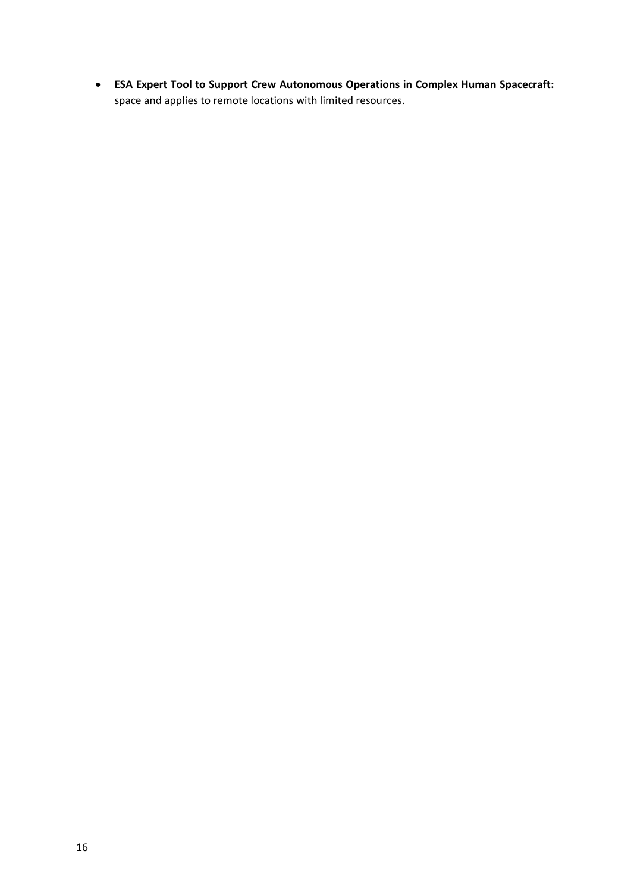- **ESA Expert Tool to Support Crew Autonomous Operations in Complex Human Spacecraft:** space and applies to remote locations with limited resources.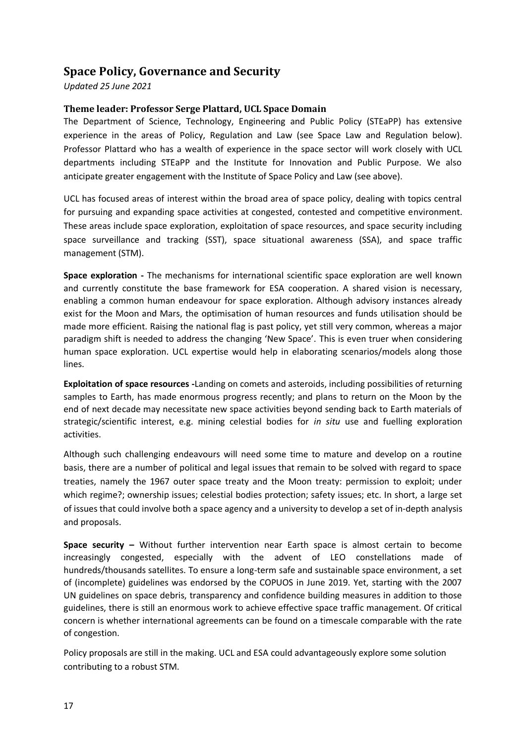## Space Policy, Governance and Security

*Updated 25 June 2021*

### Theme leader: Professor Serge Plattard, UCL Space Domain

The Department of Science, Technology, Engineering and Public Policy (STEaPP) has extensive experience in the areas of Policy, Regulation and Law (see Space Law and Regulation below). Professor Plattard who has a wealth of experience in the space sector will work closely with UCL departments including STEaPP and the Institute for Innovation and Public Purpose. We also anticipate greater engagement with the Institute of Space Policy and Law (see above).

UCL has focused areas of interest within the broad area of space policy, dealing with topics central for pursuing and expanding space activities at congested, contested and competitive environment. These areas include space exploration, exploitation of space resources, and space security including space surveillance and tracking (SST), space situational awareness (SSA), and space traffic management (STM).

**Space exploration -** The mechanisms for international scientific space exploration are well known and currently constitute the base framework for ESA cooperation. A shared vision is necessary, enabling a common human endeavour for space exploration. Although advisory instances already exist for the Moon and Mars, the optimisation of human resources and funds utilisation should be made more efficient. Raising the national flag is past policy, yet still very common, whereas a major paradigm shift is needed to address the changing 'New Space'. This is even truer when considering human space exploration. UCL expertise would help in elaborating scenarios/models along those lines.

**Exploitation of space resources -**Landing on comets and asteroids, including possibilities of returning samples to Earth, has made enormous progress recently; and plans to return on the Moon by the end of next decade may necessitate new space activities beyond sending back to Earth materials of strategic/scientific interest, e.g. mining celestial bodies for *in situ* use and fuelling exploration activities.

Although such challenging endeavours will need some time to mature and develop on a routine basis, there are a number of political and legal issues that remain to be solved with regard to space treaties, namely the 1967 outer space treaty and the Moon treaty: permission to exploit; under which regime?; ownership issues; celestial bodies protection; safety issues; etc. In short, a large set of issues that could involve both a space agency and a university to develop a set of in-depth analysis and proposals.

**Space security –** Without further intervention near Earth space is almost certain to become increasingly congested, especially with the advent of LEO constellations made of hundreds/thousands satellites. To ensure a long-term safe and sustainable space environment, a set of (incomplete) guidelines was endorsed by the COPUOS in June 2019. Yet, starting with the 2007 UN guidelines on space debris, transparency and confidence building measures in addition to those guidelines, there is still an enormous work to achieve effective space traffic management. Of critical concern is whether international agreements can be found on a timescale comparable with the rate of congestion.

Policy proposals are still in the making. UCL and ESA could advantageously explore some solution contributing to a robust STM.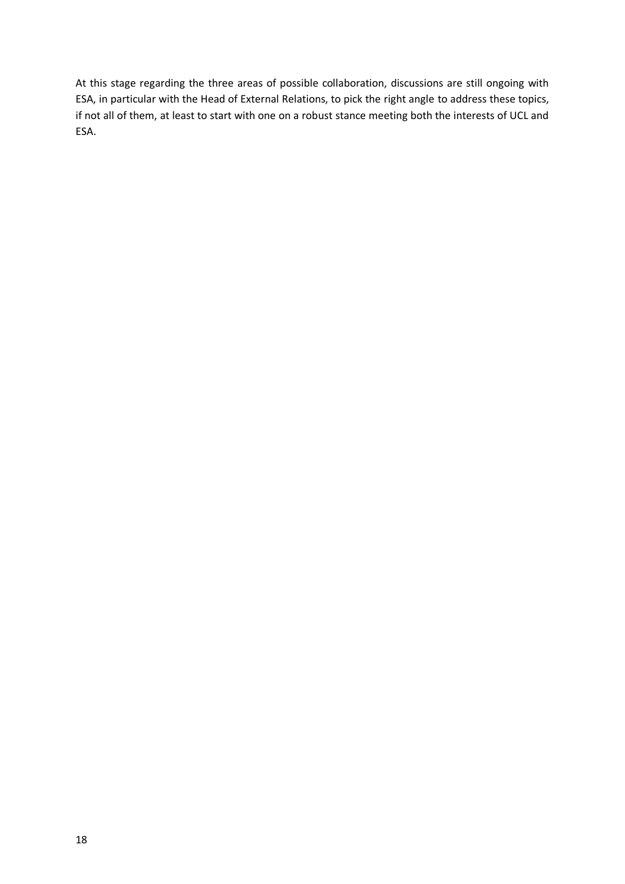At this stage regarding the three areas of possible collaboration, discussions are still ongoing with ESA, in particular with the Head of External Relations, to pick the right angle to address these topics, if not all of them, at least to start with one on a robust stance meeting both the interests of UCL and ESA.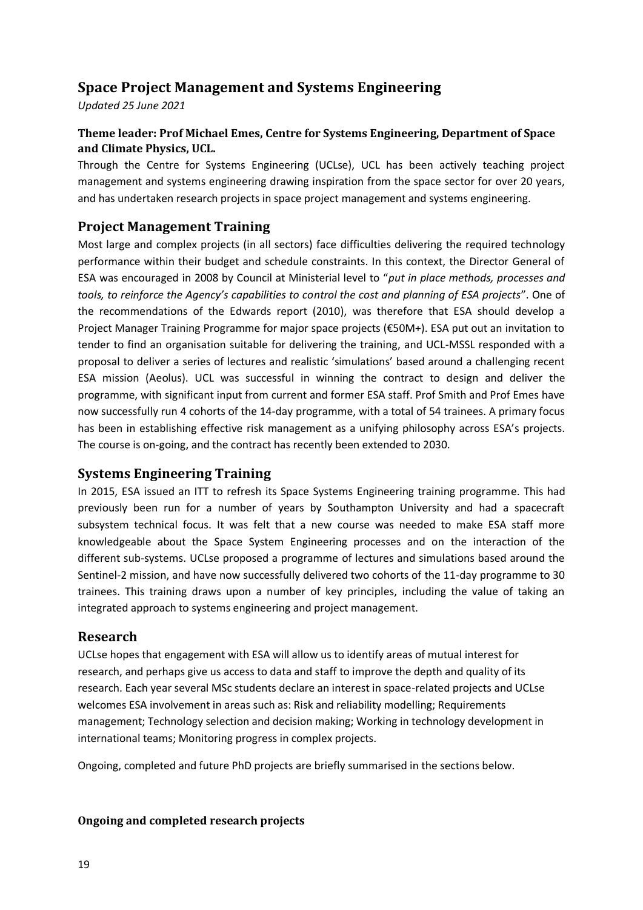## Space Project Management and Systems Engineering

*Updated 25 June 2021*

### Theme leader: Prof Michael Emes, Centre for Systems Engineering, Department of Space and Climate Physics, UCL.

Through the Centre for Systems Engineering (UCLse), UCL has been actively teaching project management and systems engineering drawing inspiration from the space sector for over 20 years, and has undertaken research projects in space project management and systems engineering.

## Project Management Training

Most large and complex projects (in all sectors) face difficulties delivering the required technology performance within their budget and schedule constraints. In this context, the Director General of ESA was encouraged in 2008 by Council at Ministerial level to "*put in place methods, processes and tools, to reinforce the Agency's capabilities to control the cost and planning of ESA projects*". One of the recommendations of the Edwards report (2010), was therefore that ESA should develop a Project Manager Training Programme for major space projects (€50M+). ESA put out an invitation to tender to find an organisation suitable for delivering the training, and UCL-MSSL responded with a proposal to deliver a series of lectures and realistic 'simulations' based around a challenging recent ESA mission (Aeolus). UCL was successful in winning the contract to design and deliver the programme, with significant input from current and former ESA staff. Prof Smith and Prof Emes have now successfully run 4 cohorts of the 14-day programme, with a total of 54 trainees. A primary focus has been in establishing effective risk management as a unifying philosophy across ESA's projects. The course is on-going, and the contract has recently been extended to 2030.

## Systems Engineering Training

In 2015, ESA issued an ITT to refresh its Space Systems Engineering training programme. This had previously been run for a number of years by Southampton University and had a spacecraft subsystem technical focus. It was felt that a new course was needed to make ESA staff more knowledgeable about the Space System Engineering processes and on the interaction of the different sub-systems. UCLse proposed a programme of lectures and simulations based around the Sentinel-2 mission, and have now successfully delivered two cohorts of the 11-day programme to 30 trainees. This training draws upon a number of key principles, including the value of taking an integrated approach to systems engineering and project management.

## Research

UCLse hopes that engagement with ESA will allow us to identify areas of mutual interest for research, and perhaps give us access to data and staff to improve the depth and quality of its research. Each year several MSc students declare an interest in space-related projects and UCLse welcomes ESA involvement in areas such as: Risk and reliability modelling; Requirements management; Technology selection and decision making; Working in technology development in international teams; Monitoring progress in complex projects.

Ongoing, completed and future PhD projects are briefly summarised in the sections below.

### Ongoing and completed research projects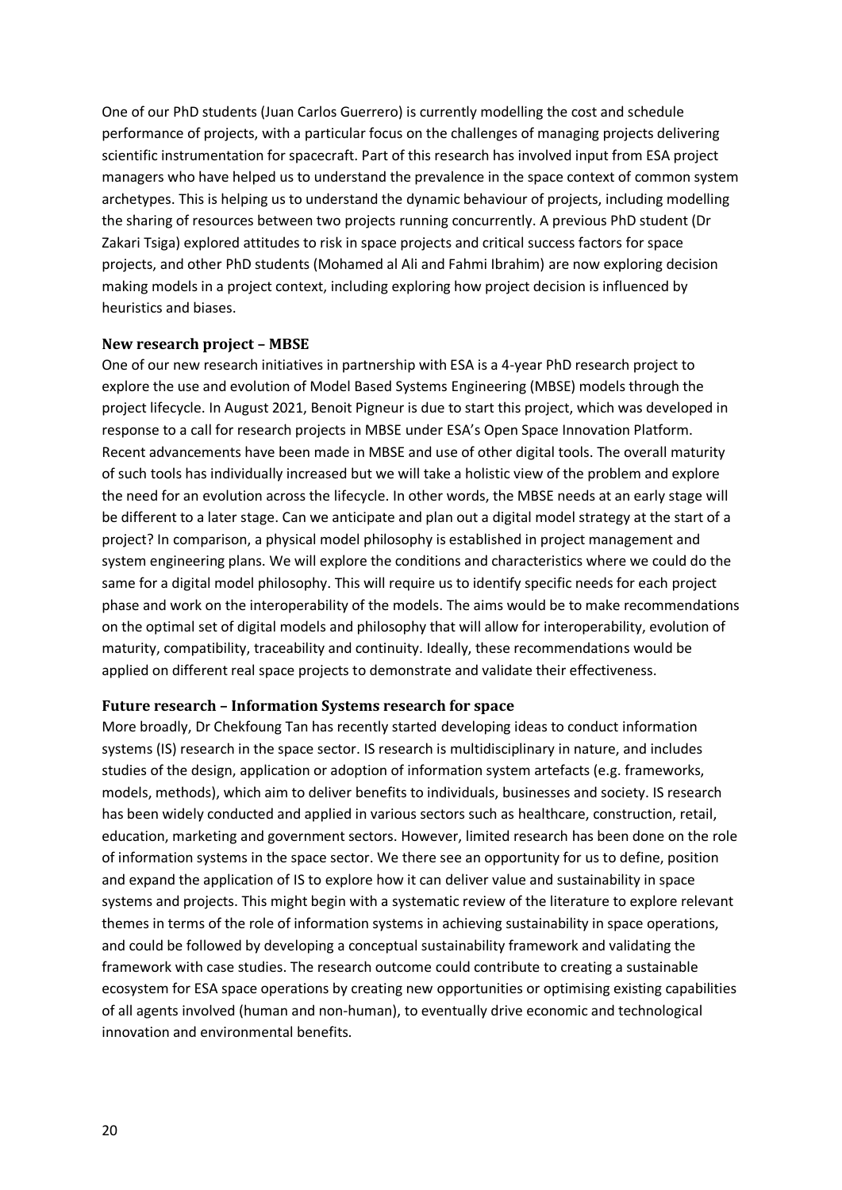One of our PhD students (Juan Carlos Guerrero) is currently modelling the cost and schedule performance of projects, with a particular focus on the challenges of managing projects delivering scientific instrumentation for spacecraft. Part of this research has involved input from ESA project managers who have helped us to understand the prevalence in the space context of common system archetypes. This is helping us to understand the dynamic behaviour of projects, including modelling the sharing of resources between two projects running concurrently. A previous PhD student (Dr Zakari Tsiga) explored attitudes to risk in space projects and critical success factors for space projects, and other PhD students (Mohamed al Ali and Fahmi Ibrahim) are now exploring decision making models in a project context, including exploring how project decision is influenced by heuristics and biases.

### New research project – MBSE

One of our new research initiatives in partnership with ESA is a 4-year PhD research project to explore the use and evolution of Model Based Systems Engineering (MBSE) models through the project lifecycle. In August 2021, Benoit Pigneur is due to start this project, which was developed in response to a call for research projects in MBSE under ESA's Open Space Innovation Platform. Recent advancements have been made in MBSE and use of other digital tools. The overall maturity of such tools has individually increased but we will take a holistic view of the problem and explore the need for an evolution across the lifecycle. In other words, the MBSE needs at an early stage will be different to a later stage. Can we anticipate and plan out a digital model strategy at the start of a project? In comparison, a physical model philosophy is established in project management and system engineering plans. We will explore the conditions and characteristics where we could do the same for a digital model philosophy. This will require us to identify specific needs for each project phase and work on the interoperability of the models. The aims would be to make recommendations on the optimal set of digital models and philosophy that will allow for interoperability, evolution of maturity, compatibility, traceability and continuity. Ideally, these recommendations would be applied on different real space projects to demonstrate and validate their effectiveness.

### Future research – Information Systems research for space

More broadly, Dr Chekfoung Tan has recently started developing ideas to conduct information systems (IS) research in the space sector. IS research is multidisciplinary in nature, and includes studies of the design, application or adoption of information system artefacts (e.g. frameworks, models, methods), which aim to deliver benefits to individuals, businesses and society. IS research has been widely conducted and applied in various sectors such as healthcare, construction, retail, education, marketing and government sectors. However, limited research has been done on the role of information systems in the space sector. We there see an opportunity for us to define, position and expand the application of IS to explore how it can deliver value and sustainability in space systems and projects. This might begin with a systematic review of the literature to explore relevant themes in terms of the role of information systems in achieving sustainability in space operations, and could be followed by developing a conceptual sustainability framework and validating the framework with case studies. The research outcome could contribute to creating a sustainable ecosystem for ESA space operations by creating new opportunities or optimising existing capabilities of all agents involved (human and non-human), to eventually drive economic and technological innovation and environmental benefits.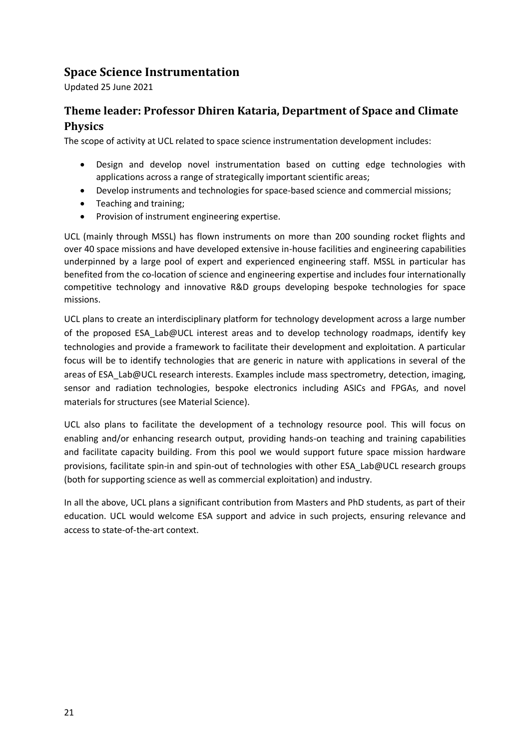## Space Science Instrumentation

Updated 25 June 2021

### Theme leader: Professor Dhiren Kataria, Department of Space and Climate Physics

The scope of activity at UCL related to space science instrumentation development includes:

- Design and develop novel instrumentation based on cutting edge technologies with applications across a range of strategically important scientific areas;
- Develop instruments and technologies for space-based science and commercial missions;
- Teaching and training;
- Provision of instrument engineering expertise.

UCL (mainly through MSSL) has flown instruments on more than 200 sounding rocket flights and over 40 space missions and have developed extensive in-house facilities and engineering capabilities underpinned by a large pool of expert and experienced engineering staff. MSSL in particular has benefited from the co-location of science and engineering expertise and includes four internationally competitive technology and innovative R&D groups developing bespoke technologies for space missions.

UCL plans to create an interdisciplinary platform for technology development across a large number of the proposed ESA_Lab@UCL interest areas and to develop technology roadmaps, identify key technologies and provide a framework to facilitate their development and exploitation. A particular focus will be to identify technologies that are generic in nature with applications in several of the areas of ESA_Lab@UCL research interests. Examples include mass spectrometry, detection, imaging, sensor and radiation technologies, bespoke electronics including ASICs and FPGAs, and novel materials for structures (see Material Science).

UCL also plans to facilitate the development of a technology resource pool. This will focus on enabling and/or enhancing research output, providing hands-on teaching and training capabilities and facilitate capacity building. From this pool we would support future space mission hardware provisions, facilitate spin-in and spin-out of technologies with other ESA_Lab@UCL research groups (both for supporting science as well as commercial exploitation) and industry.

In all the above, UCL plans a significant contribution from Masters and PhD students, as part of their education. UCL would welcome ESA support and advice in such projects, ensuring relevance and access to state-of-the-art context.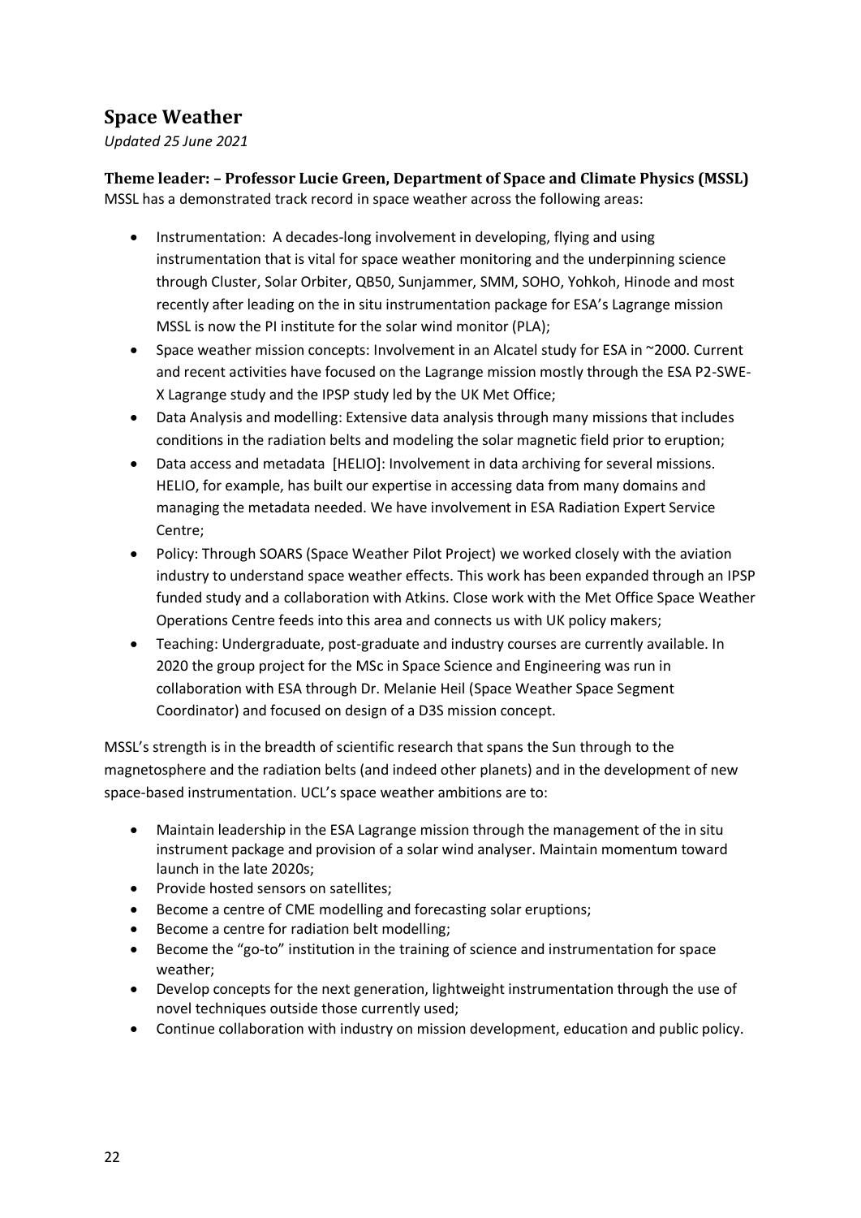## Space Weather

*Updated 25 June 2021*

### Theme leader: – Professor Lucie Green, Department of Space and Climate Physics (MSSL)

MSSL has a demonstrated track record in space weather across the following areas:

- Instrumentation: A decades-long involvement in developing, flying and using instrumentation that is vital for space weather monitoring and the underpinning science through Cluster, Solar Orbiter, QB50, Sunjammer, SMM, SOHO, Yohkoh, Hinode and most recently after leading on the in situ instrumentation package for ESA's Lagrange mission MSSL is now the PI institute for the solar wind monitor (PLA);
- Space weather mission concepts: Involvement in an Alcatel study for ESA in ~2000. Current and recent activities have focused on the Lagrange mission mostly through the ESA P2-SWE-X Lagrange study and the IPSP study led by the UK Met Office;
- Data Analysis and modelling: Extensive data analysis through many missions that includes conditions in the radiation belts and modeling the solar magnetic field prior to eruption;
- Data access and metadata [HELIO]: Involvement in data archiving for several missions. HELIO, for example, has built our expertise in accessing data from many domains and managing the metadata needed. We have involvement in ESA Radiation Expert Service Centre;
- Policy: Through SOARS (Space Weather Pilot Project) we worked closely with the aviation industry to understand space weather effects. This work has been expanded through an IPSP funded study and a collaboration with Atkins. Close work with the Met Office Space Weather Operations Centre feeds into this area and connects us with UK policy makers;
- Teaching: Undergraduate, post-graduate and industry courses are currently available. In 2020 the group project for the MSc in Space Science and Engineering was run in collaboration with ESA through Dr. Melanie Heil (Space Weather Space Segment Coordinator) and focused on design of a D3S mission concept.

MSSL's strength is in the breadth of scientific research that spans the Sun through to the magnetosphere and the radiation belts (and indeed other planets) and in the development of new space-based instrumentation. UCL's space weather ambitions are to:

- Maintain leadership in the ESA Lagrange mission through the management of the in situ instrument package and provision of a solar wind analyser. Maintain momentum toward launch in the late 2020s;
- Provide hosted sensors on satellites;
- Become a centre of CME modelling and forecasting solar eruptions;
- Become a centre for radiation belt modelling;
- Become the "go-to" institution in the training of science and instrumentation for space weather;
- Develop concepts for the next generation, lightweight instrumentation through the use of novel techniques outside those currently used;
- Continue collaboration with industry on mission development, education and public policy.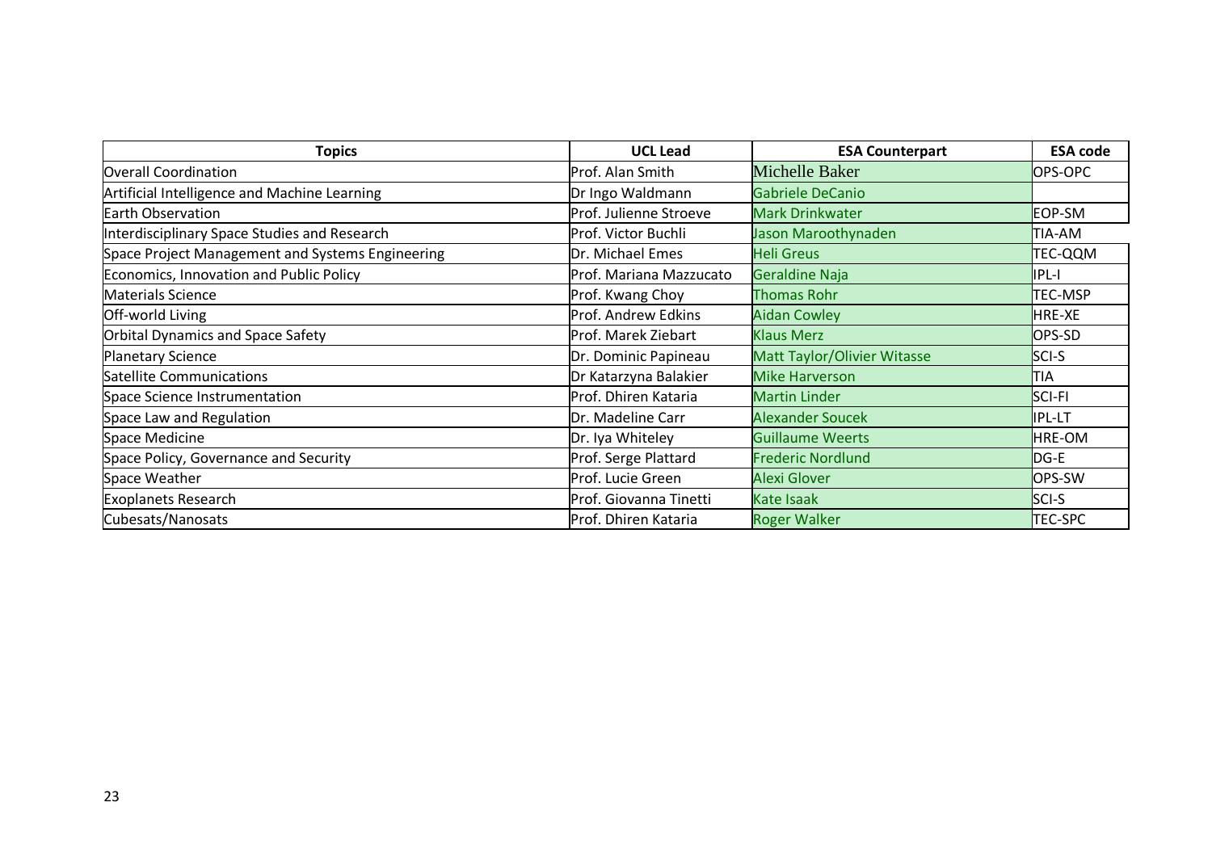| Topics | UCL Lead | ESA Counterpart | ESA code |
|---|---|---|---|
| Overall Coordination | Prof. Alan Smith | Michelle Baker | OPS-OPC |
| Artificial Intelligence and Machine Learning | Dr Ingo Waldmann | Gabriele DeCanio | |
| Earth Observation | Prof. Julienne Stroeve | Mark Drinkwater | EOP-SM |
| Interdisciplinary Space Studies and Research | Prof. Victor Buchli | Jason Maroothynaden | TIA-AM |
| Space Project Management and Systems Engineering | Dr. Michael Emes | Heli Greus | TEC-QQM |
| Economics, Innovation and Public Policy | Prof. Mariana Mazzucato | Geraldine Naja | IPL-I |
| Materials Science | Prof. Kwang Choy | Thomas Rohr | TEC-MSP |
| Off-world Living | Prof. Andrew Edkins | Aidan Cowley | HRE-XE |
| Orbital Dynamics and Space Safety | Prof. Marek Ziebart | Klaus Merz | OPS-SD |
| Planetary Science | Dr. Dominic Papineau | Matt Taylor/Olivier Witasse | SCI-S |
| Satellite Communications | Dr Katarzyna Balakier | Mike Harverson | TIA |
| Space Science Instrumentation | Prof. Dhiren Kataria | Martin Linder | SCI-FI |
| Space Law and Regulation | Dr. Madeline Carr | Alexander Soucek | IPL-LT |
| Space Medicine | Dr. Iya Whiteley | Guillaume Weerts | HRE-OM |
| Space Policy, Governance and Security | Prof. Serge Plattard | Frederic Nordlund | DG-E |
| Space Weather | Prof. Lucie Green | Alexi Glover | OPS-SW |
| Exoplanets Research | Prof. Giovanna Tinetti | Kate Isaak | SCI-S |
| Cubesats/Nanosats | Prof. Dhiren Kataria | Roger Walker | TEC-SPC |